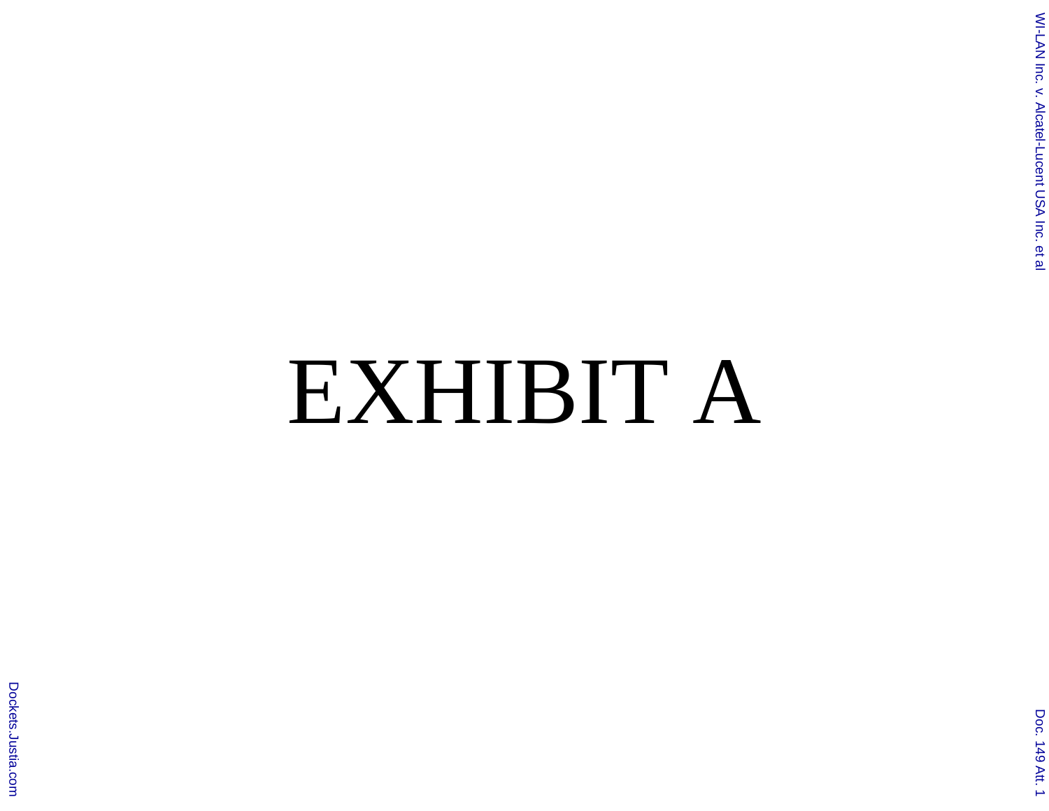# EXHIBIT A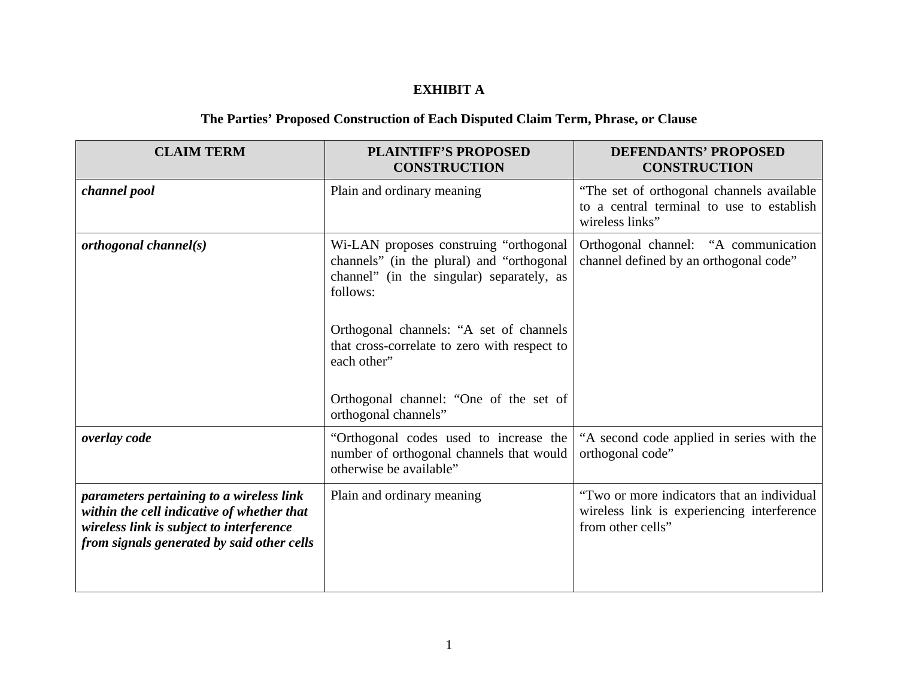**EXHIBIT A**

**The Parties' Proposed Construction of Each Disputed Claim Term, Phrase, or Clause**

| CLAIM TERM | PLAINTIFF'S PROPOSED CONSTRUCTION | DEFENDANTS' PROPOSED CONSTRUCTION |
|---|---|---|
| ***channel pool*** | Plain and ordinary meaning | "The set of orthogonal channels available to a central terminal to use to establish wireless links" |
| ***orthogonal channel(s)*** | Wi-LAN proposes construing "orthogonal channels" (in the plural) and "orthogonal channel" (in the singular) separately, as follows:<br><br>Orthogonal channels: "A set of channels that cross-correlate to zero with respect to each other"<br><br>Orthogonal channel: "One of the set of orthogonal channels" | Orthogonal channel: "A communication channel defined by an orthogonal code" |
| ***overlay code*** | "Orthogonal codes used to increase the number of orthogonal channels that would otherwise be available" | "A second code applied in series with the orthogonal code" |
| ***parameters pertaining to a wireless link within the cell indicative of whether that wireless link is subject to interference from signals generated by said other cells*** | Plain and ordinary meaning | "Two or more indicators that an individual wireless link is experiencing interference from other cells" |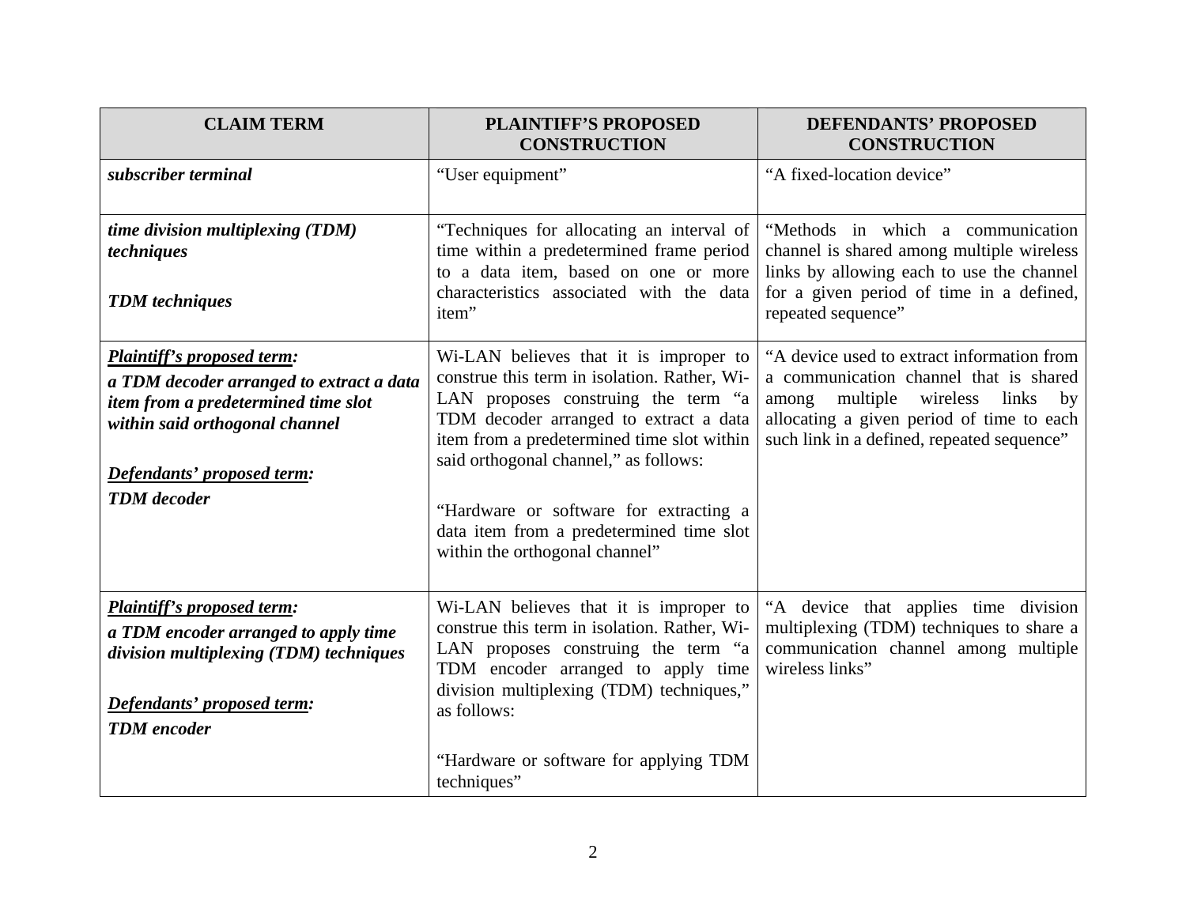| CLAIM TERM | PLAINTIFF'S PROPOSED CONSTRUCTION | DEFENDANTS' PROPOSED CONSTRUCTION |
|---|---|---|
| ***subscriber terminal*** | "User equipment" | "A fixed-location device" |
| ***time division multiplexing (TDM) techniques***<br><br>***TDM techniques*** | "Techniques for allocating an interval of time within a predetermined frame period to a data item, based on one or more characteristics associated with the data item" | "Methods in which a communication channel is shared among multiple wireless links by allowing each to use the channel for a given period of time in a defined, repeated sequence" |
| ***Plaintiff's proposed term:***<br>***a TDM decoder arranged to extract a data item from a predetermined time slot within said orthogonal channel***<br><br>***Defendants' proposed term:***<br>***TDM decoder*** | Wi-LAN believes that it is improper to construe this term in isolation. Rather, Wi-LAN proposes construing the term "a TDM decoder arranged to extract a data item from a predetermined time slot within said orthogonal channel," as follows:<br><br>"Hardware or software for extracting a data item from a predetermined time slot within the orthogonal channel" | "A device used to extract information from a communication channel that is shared among multiple wireless links by allocating a given period of time to each such link in a defined, repeated sequence" |
| ***Plaintiff's proposed term:***<br>***a TDM encoder arranged to apply time division multiplexing (TDM) techniques***<br><br>***Defendants' proposed term:***<br>***TDM encoder*** | Wi-LAN believes that it is improper to construe this term in isolation. Rather, Wi-LAN proposes construing the term "a TDM encoder arranged to apply time division multiplexing (TDM) techniques," as follows:<br><br>"Hardware or software for applying TDM techniques" | "A device that applies time division multiplexing (TDM) techniques to share a communication channel among multiple wireless links" |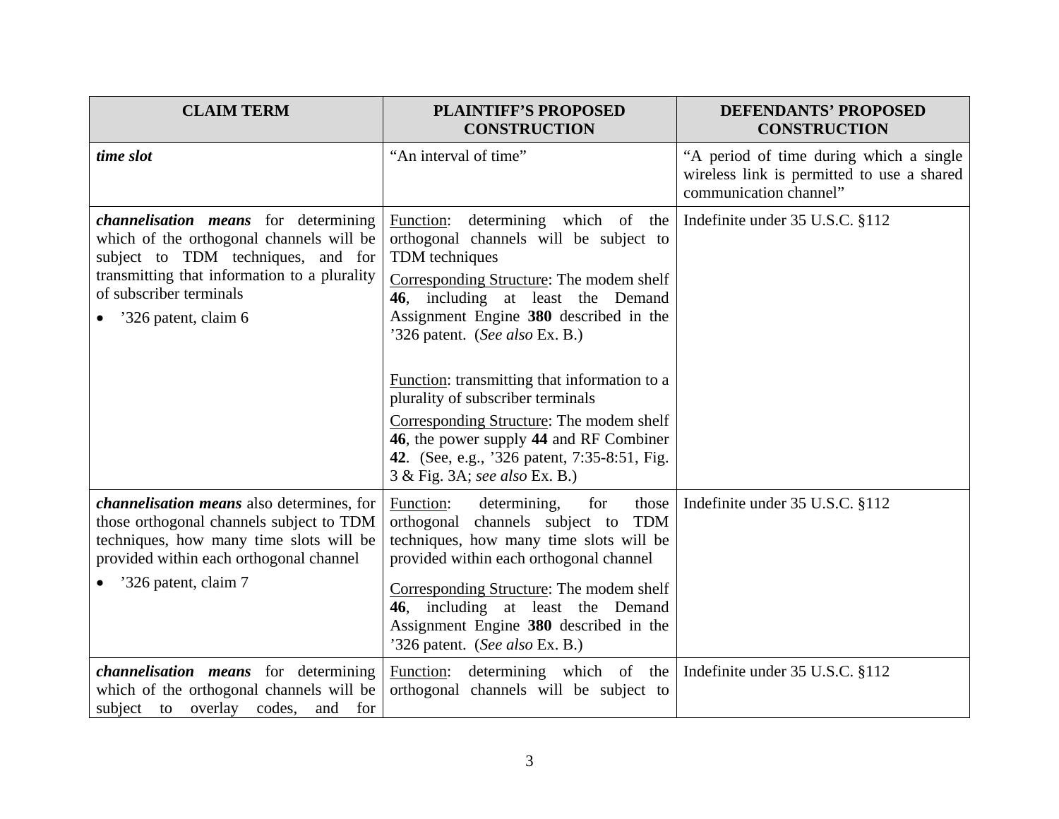| CLAIM TERM | PLAINTIFF'S PROPOSED CONSTRUCTION | DEFENDANTS' PROPOSED CONSTRUCTION |
|---|---|---|
| ***time slot*** | "An interval of time" | "A period of time during which a single wireless link is permitted to use a shared communication channel" |
| ***channelisation means*** for determining which of the orthogonal channels will be subject to TDM techniques, and for transmitting that information to a plurality of subscriber terminals<br><br>• '326 patent, claim 6 | Function: determining which of the orthogonal channels will be subject to TDM techniques<br><br>Corresponding Structure: The modem shelf **46**, including at least the Demand Assignment Engine **380** described in the '326 patent. (*See also* Ex. B.)<br><br>Function: transmitting that information to a plurality of subscriber terminals<br><br>Corresponding Structure: The modem shelf **46**, the power supply **44** and RF Combiner **42**. (See, e.g., '326 patent, 7:35-8:51, Fig. 3 & Fig. 3A; *see also* Ex. B.) | Indefinite under 35 U.S.C. §112 |
| ***channelisation means*** also determines, for those orthogonal channels subject to TDM techniques, how many time slots will be provided within each orthogonal channel<br><br>• '326 patent, claim 7 | Function: determining, for those orthogonal channels subject to TDM techniques, how many time slots will be provided within each orthogonal channel<br><br>Corresponding Structure: The modem shelf **46**, including at least the Demand Assignment Engine **380** described in the '326 patent. (*See also* Ex. B.) | Indefinite under 35 U.S.C. §112 |
| ***channelisation means*** for determining which of the orthogonal channels will be subject to overlay codes, and for | Function: determining which of the orthogonal channels will be subject to | Indefinite under 35 U.S.C. §112 |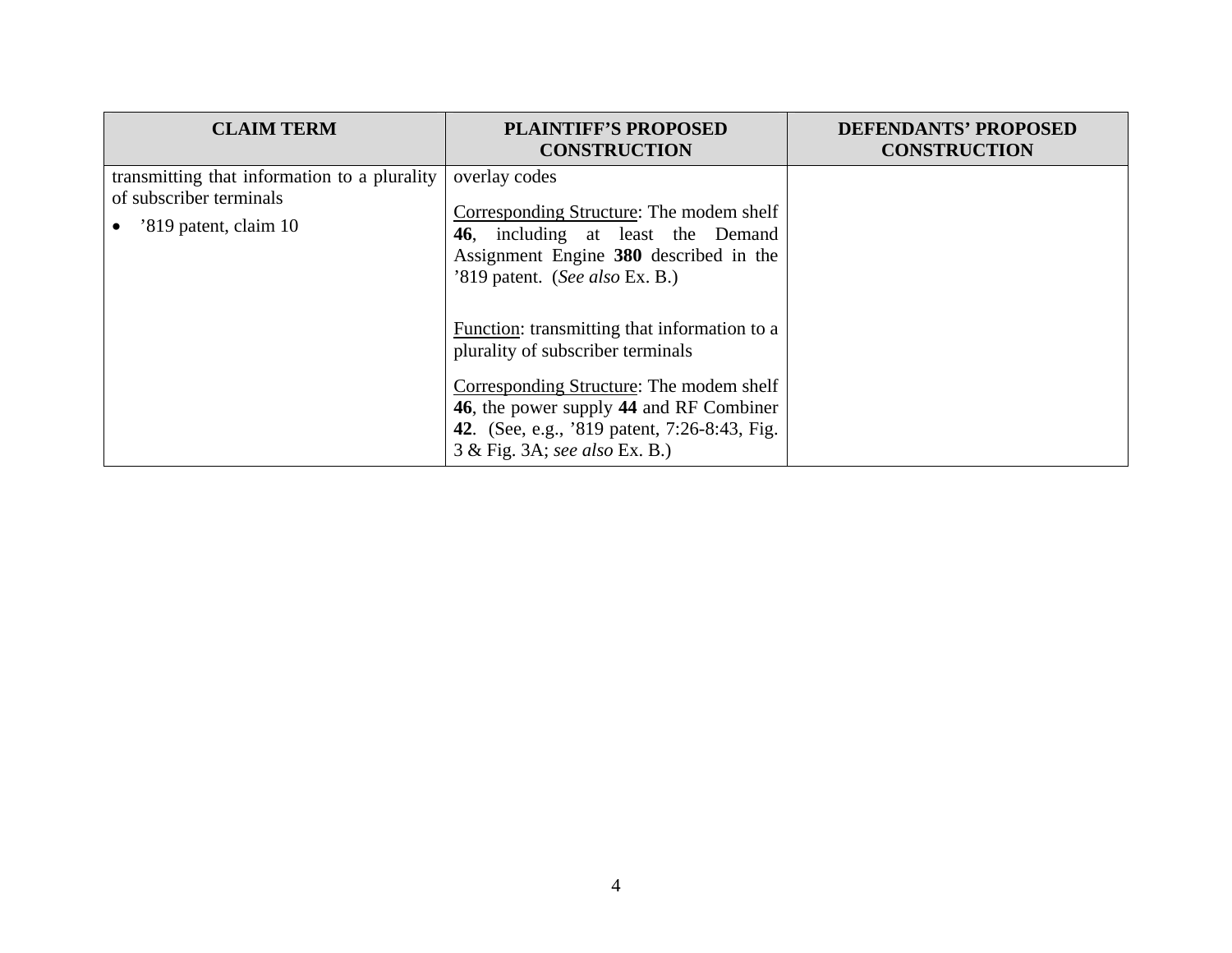| CLAIM TERM | PLAINTIFF'S PROPOSED CONSTRUCTION | DEFENDANTS' PROPOSED CONSTRUCTION |
| --- | --- | --- |
| transmitting that information to a plurality of subscriber terminals<br><br>• '819 patent, claim 10 | overlay codes<br><br><u>Corresponding Structure</u>: The modem shelf **46**, including at least the Demand Assignment Engine **380** described in the '819 patent. (*See also* Ex. B.)<br><br><u>Function</u>: transmitting that information to a plurality of subscriber terminals<br><br><u>Corresponding Structure</u>: The modem shelf **46**, the power supply **44** and RF Combiner **42**. (See, e.g., '819 patent, 7:26-8:43, Fig. 3 & Fig. 3A; *see also* Ex. B.) | |